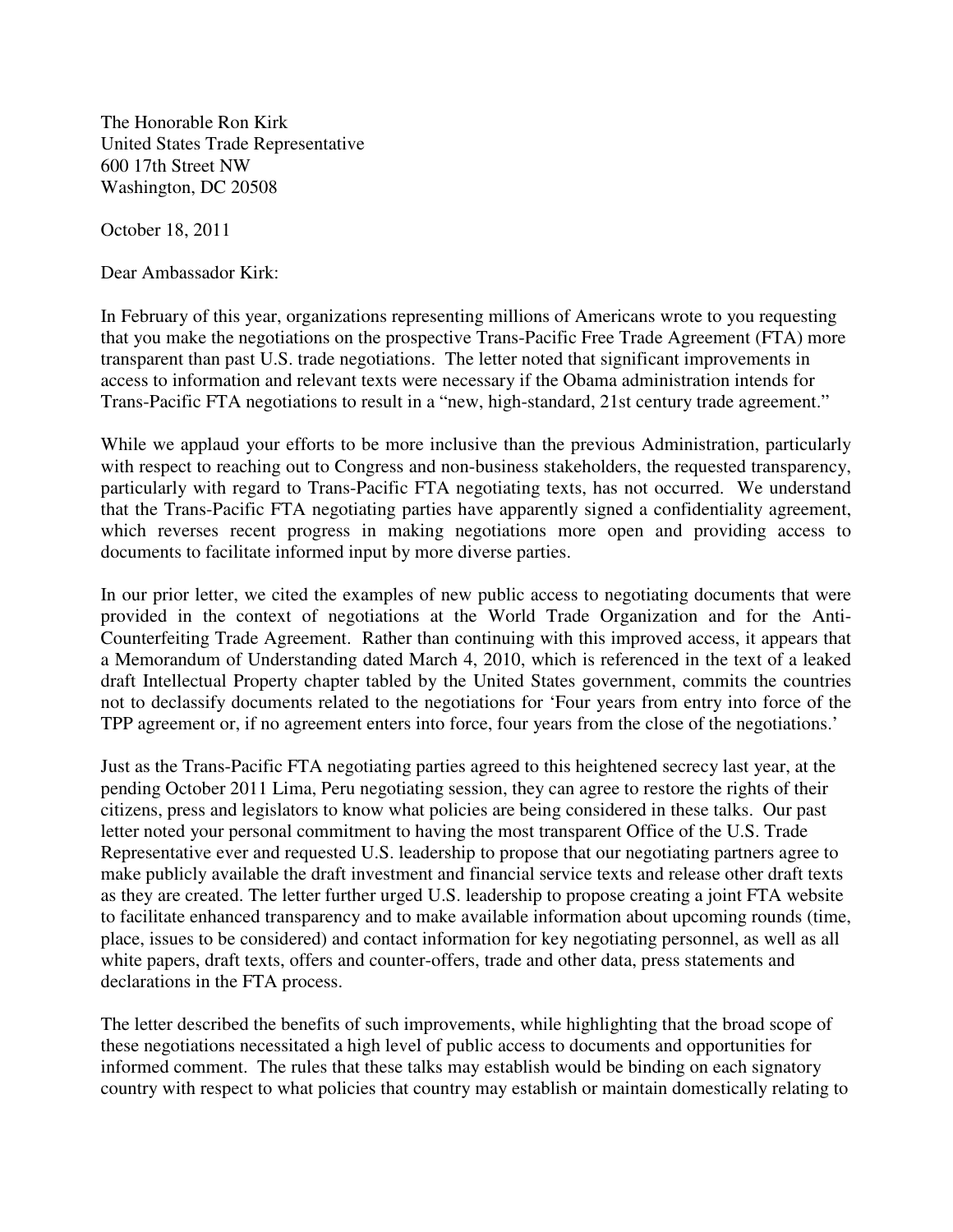The Honorable Ron Kirk
United States Trade Representative
600 17th Street NW
Washington, DC 20508

October 18, 2011

Dear Ambassador Kirk:

In February of this year, organizations representing millions of Americans wrote to you requesting that you make the negotiations on the prospective Trans-Pacific Free Trade Agreement (FTA) more transparent than past U.S. trade negotiations. The letter noted that significant improvements in access to information and relevant texts were necessary if the Obama administration intends for Trans-Pacific FTA negotiations to result in a "new, high-standard, 21st century trade agreement."

While we applaud your efforts to be more inclusive than the previous Administration, particularly with respect to reaching out to Congress and non-business stakeholders, the requested transparency, particularly with regard to Trans-Pacific FTA negotiating texts, has not occurred. We understand that the Trans-Pacific FTA negotiating parties have apparently signed a confidentiality agreement, which reverses recent progress in making negotiations more open and providing access to documents to facilitate informed input by more diverse parties.

In our prior letter, we cited the examples of new public access to negotiating documents that were provided in the context of negotiations at the World Trade Organization and for the Anti-Counterfeiting Trade Agreement. Rather than continuing with this improved access, it appears that a Memorandum of Understanding dated March 4, 2010, which is referenced in the text of a leaked draft Intellectual Property chapter tabled by the United States government, commits the countries not to declassify documents related to the negotiations for 'Four years from entry into force of the TPP agreement or, if no agreement enters into force, four years from the close of the negotiations.'

Just as the Trans-Pacific FTA negotiating parties agreed to this heightened secrecy last year, at the pending October 2011 Lima, Peru negotiating session, they can agree to restore the rights of their citizens, press and legislators to know what policies are being considered in these talks. Our past letter noted your personal commitment to having the most transparent Office of the U.S. Trade Representative ever and requested U.S. leadership to propose that our negotiating partners agree to make publicly available the draft investment and financial service texts and release other draft texts as they are created. The letter further urged U.S. leadership to propose creating a joint FTA website to facilitate enhanced transparency and to make available information about upcoming rounds (time, place, issues to be considered) and contact information for key negotiating personnel, as well as all white papers, draft texts, offers and counter-offers, trade and other data, press statements and declarations in the FTA process.

The letter described the benefits of such improvements, while highlighting that the broad scope of these negotiations necessitated a high level of public access to documents and opportunities for informed comment. The rules that these talks may establish would be binding on each signatory country with respect to what policies that country may establish or maintain domestically relating to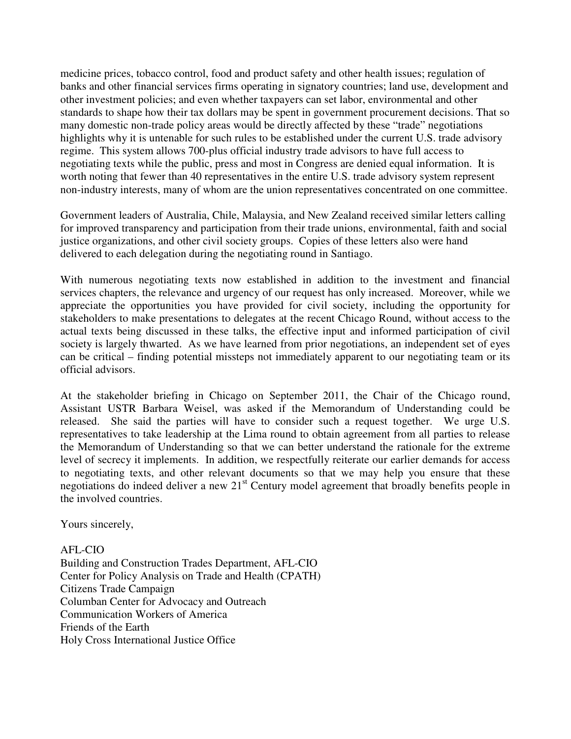medicine prices, tobacco control, food and product safety and other health issues; regulation of banks and other financial services firms operating in signatory countries; land use, development and other investment policies; and even whether taxpayers can set labor, environmental and other standards to shape how their tax dollars may be spent in government procurement decisions. That so many domestic non-trade policy areas would be directly affected by these "trade" negotiations highlights why it is untenable for such rules to be established under the current U.S. trade advisory regime. This system allows 700-plus official industry trade advisors to have full access to negotiating texts while the public, press and most in Congress are denied equal information. It is worth noting that fewer than 40 representatives in the entire U.S. trade advisory system represent non-industry interests, many of whom are the union representatives concentrated on one committee.

Government leaders of Australia, Chile, Malaysia, and New Zealand received similar letters calling for improved transparency and participation from their trade unions, environmental, faith and social justice organizations, and other civil society groups. Copies of these letters also were hand delivered to each delegation during the negotiating round in Santiago.

With numerous negotiating texts now established in addition to the investment and financial services chapters, the relevance and urgency of our request has only increased. Moreover, while we appreciate the opportunities you have provided for civil society, including the opportunity for stakeholders to make presentations to delegates at the recent Chicago Round, without access to the actual texts being discussed in these talks, the effective input and informed participation of civil society is largely thwarted. As we have learned from prior negotiations, an independent set of eyes can be critical – finding potential missteps not immediately apparent to our negotiating team or its official advisors.

At the stakeholder briefing in Chicago on September 2011, the Chair of the Chicago round, Assistant USTR Barbara Weisel, was asked if the Memorandum of Understanding could be released. She said the parties will have to consider such a request together. We urge U.S. representatives to take leadership at the Lima round to obtain agreement from all parties to release the Memorandum of Understanding so that we can better understand the rationale for the extreme level of secrecy it implements. In addition, we respectfully reiterate our earlier demands for access to negotiating texts, and other relevant documents so that we may help you ensure that these negotiations do indeed deliver a new 21st Century model agreement that broadly benefits people in the involved countries.

Yours sincerely,

AFL-CIO
Building and Construction Trades Department, AFL-CIO
Center for Policy Analysis on Trade and Health (CPATH)
Citizens Trade Campaign
Columban Center for Advocacy and Outreach
Communication Workers of America
Friends of the Earth
Holy Cross International Justice Office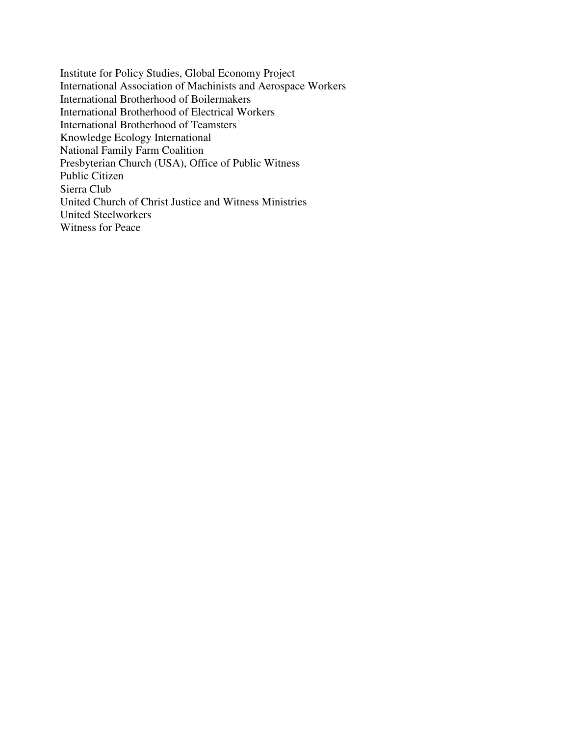Institute for Policy Studies, Global Economy Project
International Association of Machinists and Aerospace Workers
International Brotherhood of Boilermakers
International Brotherhood of Electrical Workers
International Brotherhood of Teamsters
Knowledge Ecology International
National Family Farm Coalition
Presbyterian Church (USA), Office of Public Witness
Public Citizen
Sierra Club
United Church of Christ Justice and Witness Ministries
United Steelworkers
Witness for Peace